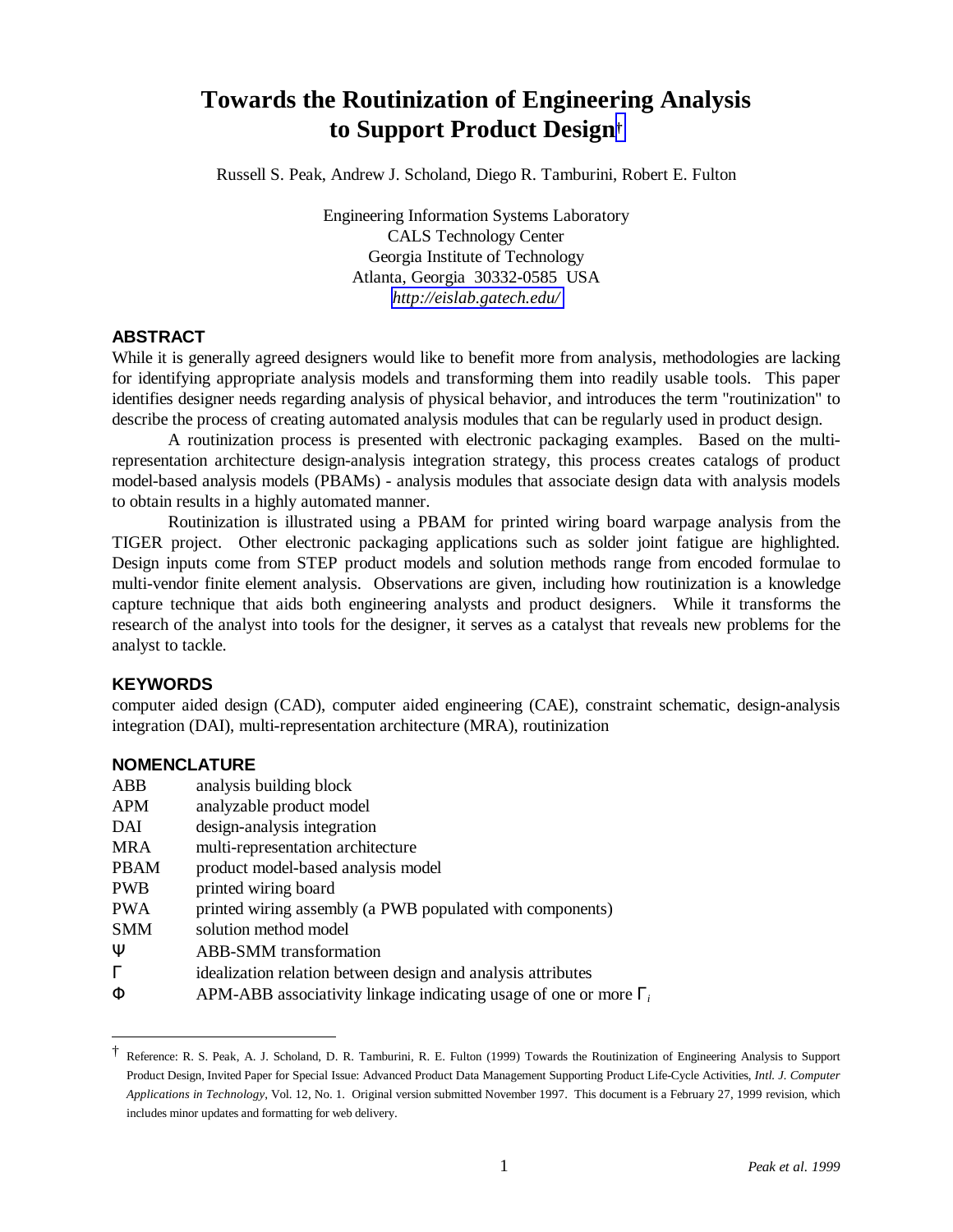# Towards the Routinization of Engineering Analysis to Support Product Design[†]

Russell S. Peak, Andrew J. Scholand, Diego R. Tamburini, Robert E. Fulton

Engineering Information Systems Laboratory
CALS Technology Center
Georgia Institute of Technology
Atlanta, Georgia 30332-0585 USA
*http://eislab.gatech.edu/*

## ABSTRACT

While it is generally agreed designers would like to benefit more from analysis, methodologies are lacking for identifying appropriate analysis models and transforming them into readily usable tools. This paper identifies designer needs regarding analysis of physical behavior, and introduces the term "routinization" to describe the process of creating automated analysis modules that can be regularly used in product design.

A routinization process is presented with electronic packaging examples. Based on the multi-representation architecture design-analysis integration strategy, this process creates catalogs of product model-based analysis models (PBAMs) - analysis modules that associate design data with analysis models to obtain results in a highly automated manner.

Routinization is illustrated using a PBAM for printed wiring board warpage analysis from the TIGER project. Other electronic packaging applications such as solder joint fatigue are highlighted. Design inputs come from STEP product models and solution methods range from encoded formulae to multi-vendor finite element analysis. Observations are given, including how routinization is a knowledge capture technique that aids both engineering analysts and product designers. While it transforms the research of the analyst into tools for the designer, it serves as a catalyst that reveals new problems for the analyst to tackle.

## KEYWORDS

computer aided design (CAD), computer aided engineering (CAE), constraint schematic, design-analysis integration (DAI), multi-representation architecture (MRA), routinization

## NOMENCLATURE

| | |
|---|---|
| ABB | analysis building block |
| APM | analyzable product model |
| DAI | design-analysis integration |
| MRA | multi-representation architecture |
| PBAM | product model-based analysis model |
| PWB | printed wiring board |
| PWA | printed wiring assembly (a PWB populated with components) |
| SMM | solution method model |
| $\Psi$ | ABB-SMM transformation |
| $\Gamma$ | idealization relation between design and analysis attributes |
| $\Phi$ | APM-ABB associativity linkage indicating usage of one or more $\Gamma_i$ |

---

[†] Reference: R. S. Peak, A. J. Scholand, D. R. Tamburini, R. E. Fulton (1999) Towards the Routinization of Engineering Analysis to Support Product Design, Invited Paper for Special Issue: Advanced Product Data Management Supporting Product Life-Cycle Activities, *Intl. J. Computer Applications in Technology*, Vol. 12, No. 1. Original version submitted November 1997. This document is a February 27, 1999 revision, which includes minor updates and formatting for web delivery.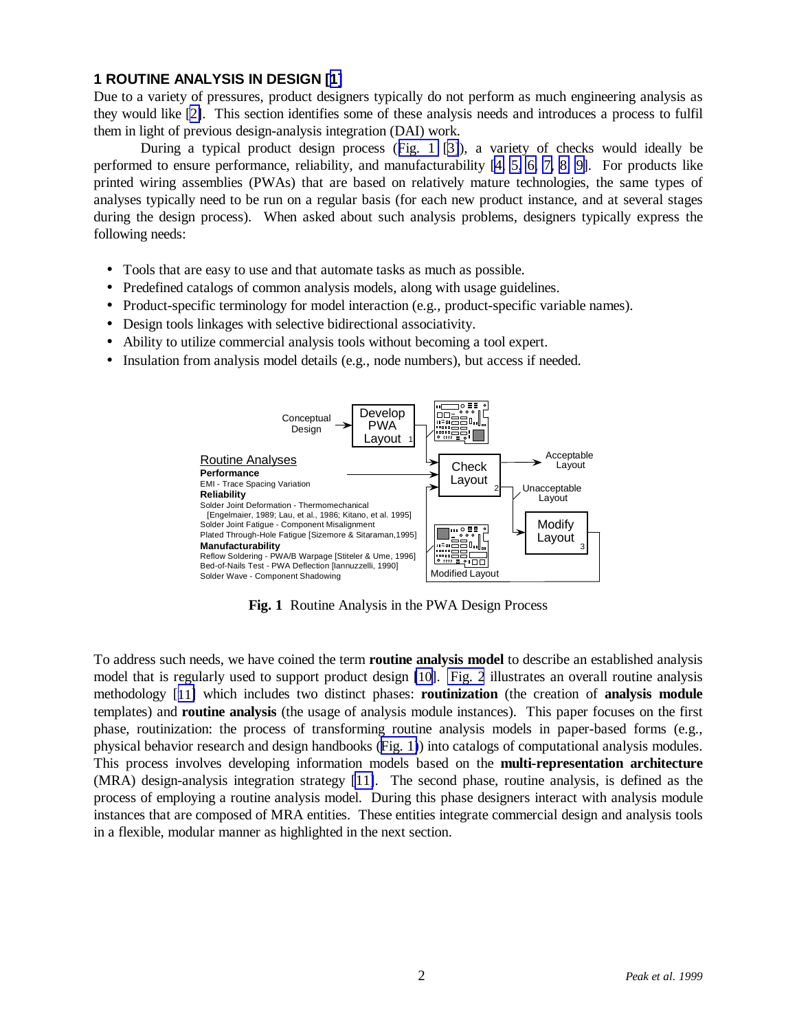## 1 ROUTINE ANALYSIS IN DESIGN [1]

Due to a variety of pressures, product designers typically do not perform as much engineering analysis as they would like [2]. This section identifies some of these analysis needs and introduces a process to fulfil them in light of previous design-analysis integration (DAI) work.

During a typical product design process (Fig. 1 [3]), a variety of checks would ideally be performed to ensure performance, reliability, and manufacturability [4, 5, 6, 7, 8, 9]. For products like printed wiring assemblies (PWAs) that are based on relatively mature technologies, the same types of analyses typically need to be run on a regular basis (for each new product instance, and at several stages during the design process). When asked about such analysis problems, designers typically express the following needs:

- Tools that are easy to use and that automate tasks as much as possible.
- Predefined catalogs of common analysis models, along with usage guidelines.
- Product-specific terminology for model interaction (e.g., product-specific variable names).
- Design tools linkages with selective bidirectional associativity.
- Ability to utilize commercial analysis tools without becoming a tool expert.
- Insulation from analysis model details (e.g., node numbers), but access if needed.

**Fig. 1** Routine Analysis in the PWA Design Process

To address such needs, we have coined the term **routine analysis model** to describe an established analysis model that is regularly used to support product design [10]. Fig. 2 illustrates an overall routine analysis methodology [11] which includes two distinct phases: **routinization** (the creation of **analysis module** templates) and **routine analysis** (the usage of analysis module instances). This paper focuses on the first phase, routinization: the process of transforming routine analysis models in paper-based forms (e.g., physical behavior research and design handbooks (Fig. 1)) into catalogs of computational analysis modules. This process involves developing information models based on the **multi-representation architecture** (MRA) design-analysis integration strategy [11]. The second phase, routine analysis, is defined as the process of employing a routine analysis model. During this phase designers interact with analysis module instances that are composed of MRA entities. These entities integrate commercial design and analysis tools in a flexible, modular manner as highlighted in the next section.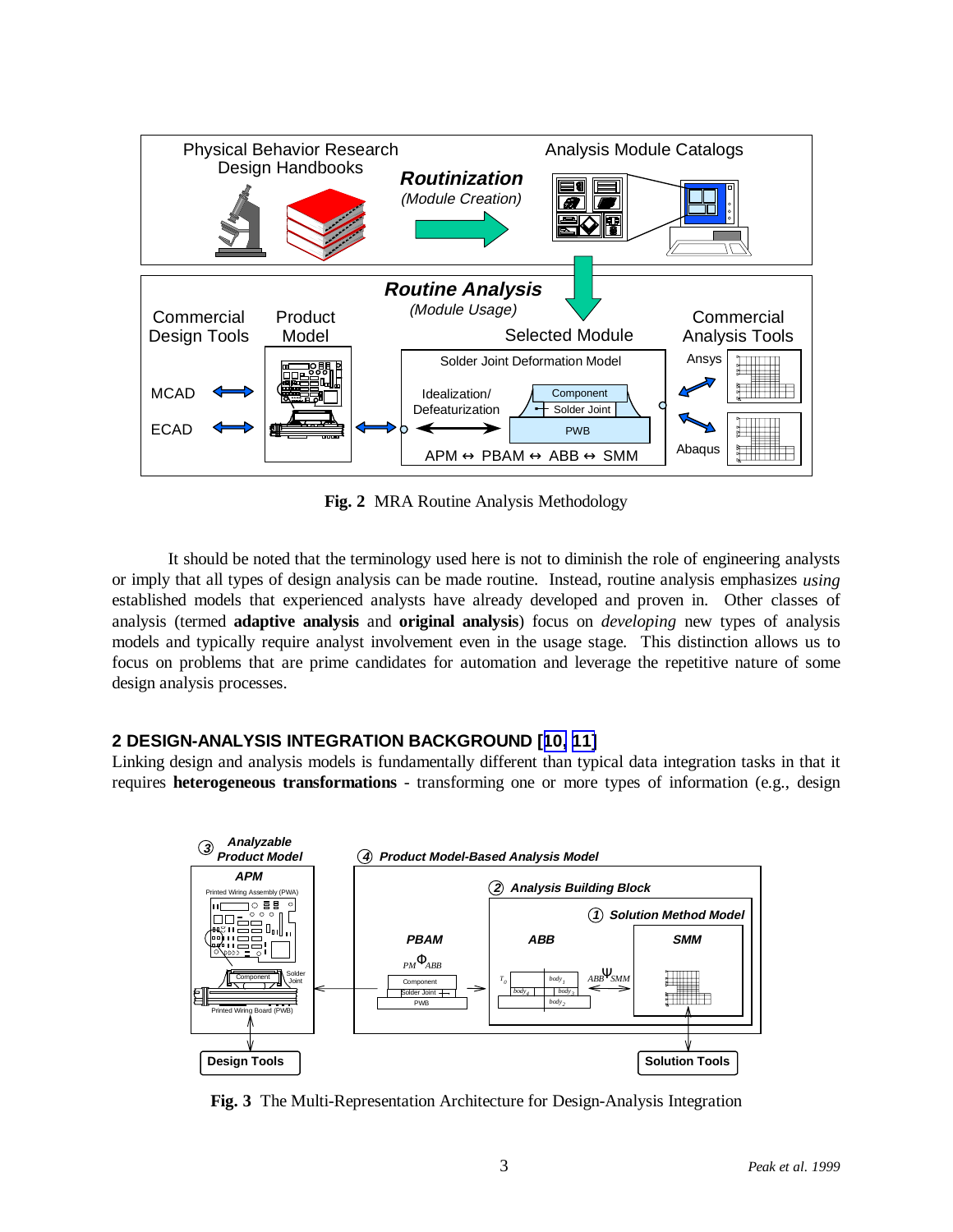**Fig. 2** MRA Routine Analysis Methodology

It should be noted that the terminology used here is not to diminish the role of engineering analysts or imply that all types of design analysis can be made routine. Instead, routine analysis emphasizes *using* established models that experienced analysts have already developed and proven in. Other classes of analysis (termed **adaptive analysis** and **original analysis**) focus on *developing* new types of analysis models and typically require analyst involvement even in the usage stage. This distinction allows us to focus on problems that are prime candidates for automation and leverage the repetitive nature of some design analysis processes.

## 2 DESIGN-ANALYSIS INTEGRATION BACKGROUND [10, 11]

Linking design and analysis models is fundamentally different than typical data integration tasks in that it requires **heterogeneous transformations** - transforming one or more types of information (e.g., design

**Fig. 3** The Multi-Representation Architecture for Design-Analysis Integration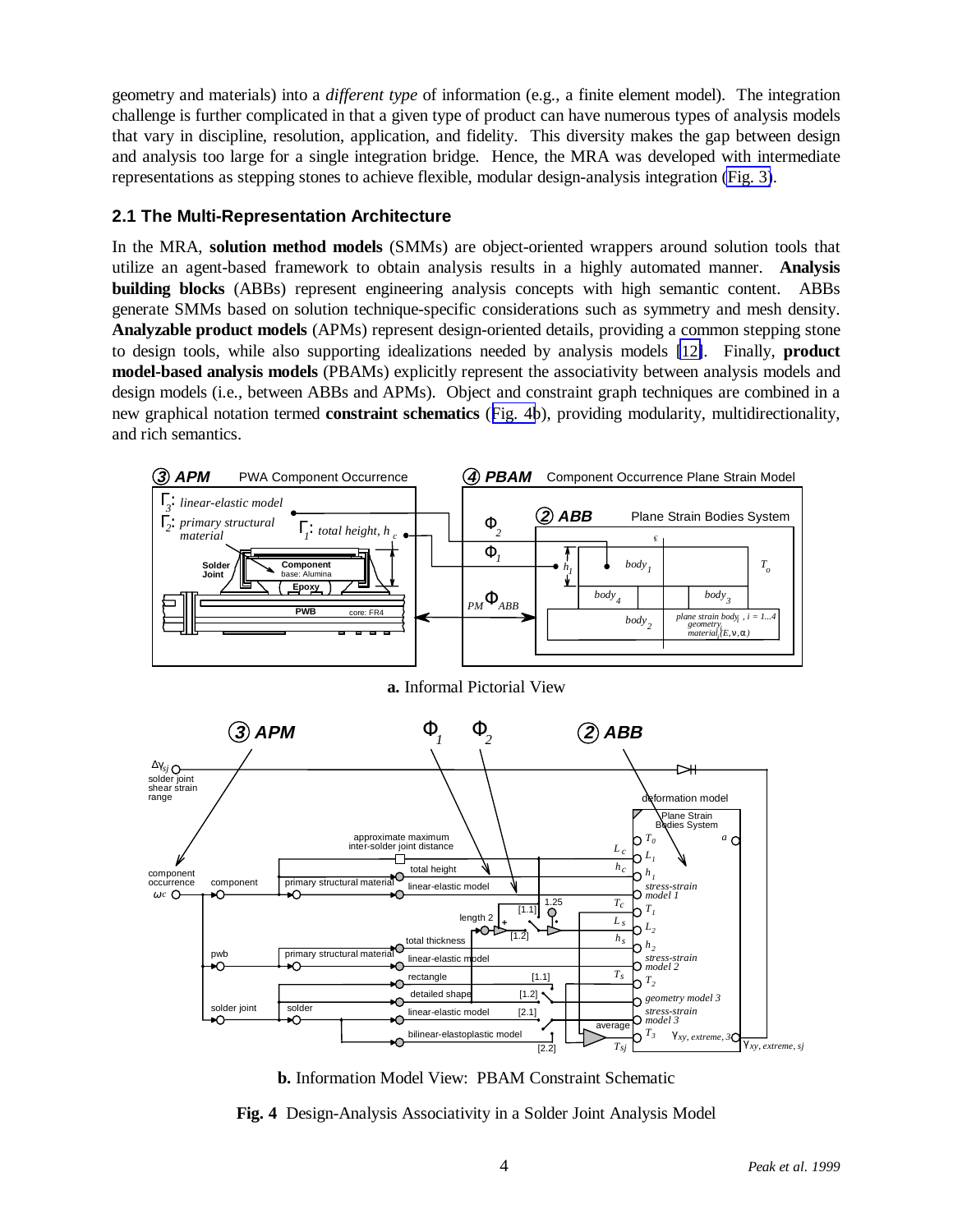geometry and materials) into a *different type* of information (e.g., a finite element model). The integration challenge is further complicated in that a given type of product can have numerous types of analysis models that vary in discipline, resolution, application, and fidelity. This diversity makes the gap between design and analysis too large for a single integration bridge. Hence, the MRA was developed with intermediate representations as stepping stones to achieve flexible, modular design-analysis integration (Fig. 3).

## 2.1 The Multi-Representation Architecture

In the MRA, **solution method models** (SMMs) are object-oriented wrappers around solution tools that utilize an agent-based framework to obtain analysis results in a highly automated manner. **Analysis building blocks** (ABBs) represent engineering analysis concepts with high semantic content. ABBs generate SMMs based on solution technique-specific considerations such as symmetry and mesh density. **Analyzable product models** (APMs) represent design-oriented details, providing a common stepping stone to design tools, while also supporting idealizations needed by analysis models [12]. Finally, **product model-based analysis models** (PBAMs) explicitly represent the associativity between analysis models and design models (i.e., between ABBs and APMs). Object and constraint graph techniques are combined in a new graphical notation termed **constraint schematics** (Fig. 4b), providing modularity, multidirectionality, and rich semantics.

**a.** Informal Pictorial View

**b.** Information Model View: PBAM Constraint Schematic

**Fig. 4** Design-Analysis Associativity in a Solder Joint Analysis Model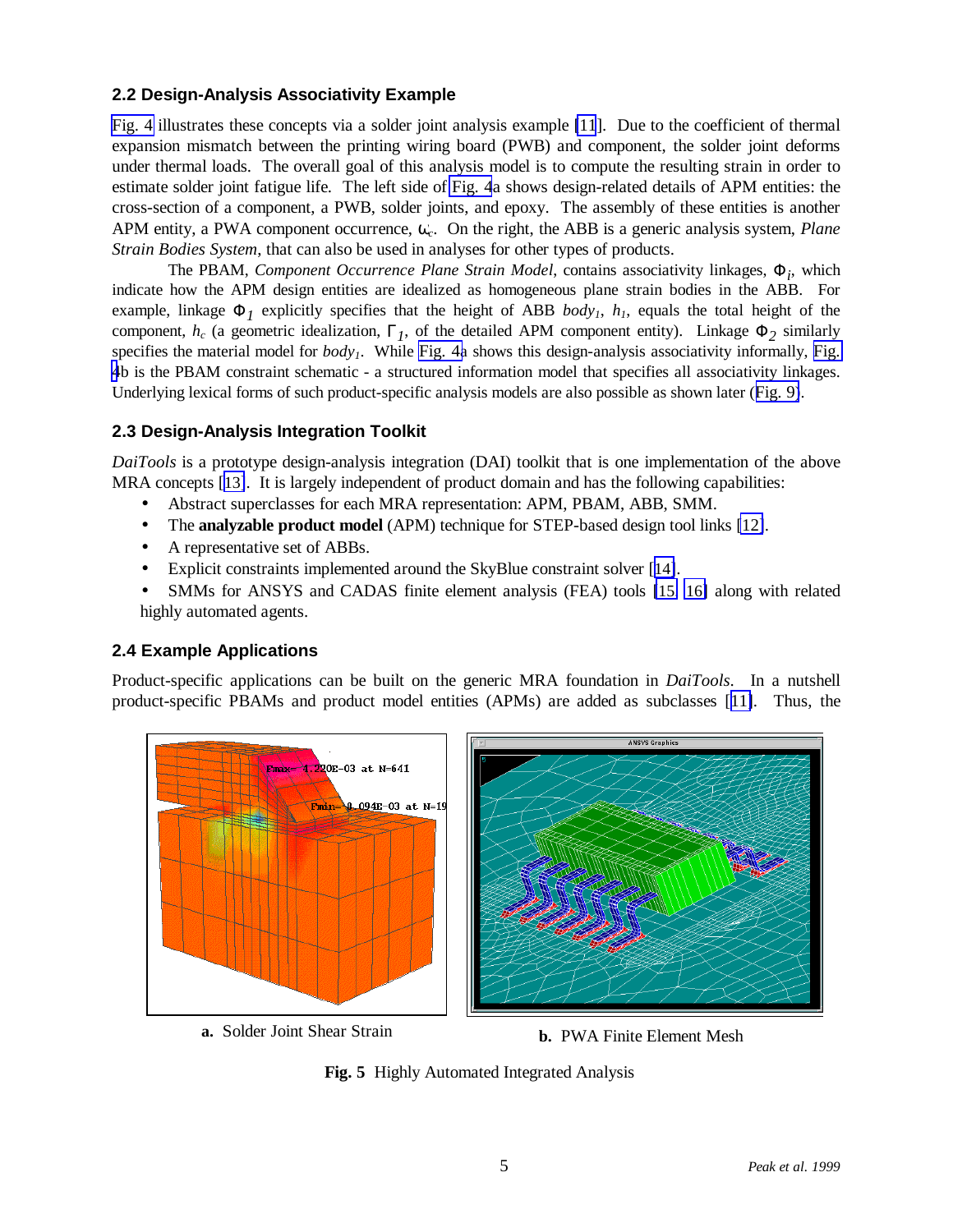### 2.2 Design-Analysis Associativity Example

Fig. 4 illustrates these concepts via a solder joint analysis example [11]. Due to the coefficient of thermal expansion mismatch between the printing wiring board (PWB) and component, the solder joint deforms under thermal loads. The overall goal of this analysis model is to compute the resulting strain in order to estimate solder joint fatigue life. The left side of Fig. 4a shows design-related details of APM entities: the cross-section of a component, a PWB, solder joints, and epoxy. The assembly of these entities is another APM entity, a PWA component occurrence, $\omega_c$. On the right, the ABB is a generic analysis system, *Plane Strain Bodies System*, that can also be used in analyses for other types of products.

The PBAM, *Component Occurrence Plane Strain Model*, contains associativity linkages, $\Phi_i$, which indicate how the APM design entities are idealized as homogeneous plane strain bodies in the ABB. For example, linkage $\Phi_1$ explicitly specifies that the height of ABB $body_1$, $h_1$, equals the total height of the component, $h_c$ (a geometric idealization, $\Gamma_1$, of the detailed APM component entity). Linkage $\Phi_2$ similarly specifies the material model for $body_1$. While Fig. 4a shows this design-analysis associativity informally, Fig. 4b is the PBAM constraint schematic - a structured information model that specifies all associativity linkages. Underlying lexical forms of such product-specific analysis models are also possible as shown later (Fig. 9).

### 2.3 Design-Analysis Integration Toolkit

*DaiTools* is a prototype design-analysis integration (DAI) toolkit that is one implementation of the above MRA concepts [13]. It is largely independent of product domain and has the following capabilities:

- Abstract superclasses for each MRA representation: APM, PBAM, ABB, SMM.
- The **analyzable product model** (APM) technique for STEP-based design tool links [12].
- A representative set of ABBs.
- Explicit constraints implemented around the SkyBlue constraint solver [14].
- SMMs for ANSYS and CADAS finite element analysis (FEA) tools [15, 16] along with related highly automated agents.

### 2.4 Example Applications

Product-specific applications can be built on the generic MRA foundation in *DaiTools*. In a nutshell product-specific PBAMs and product model entities (APMs) are added as subclasses [11]. Thus, the

**a.** Solder Joint Shear Strain

**b.** PWA Finite Element Mesh

**Fig. 5** Highly Automated Integrated Analysis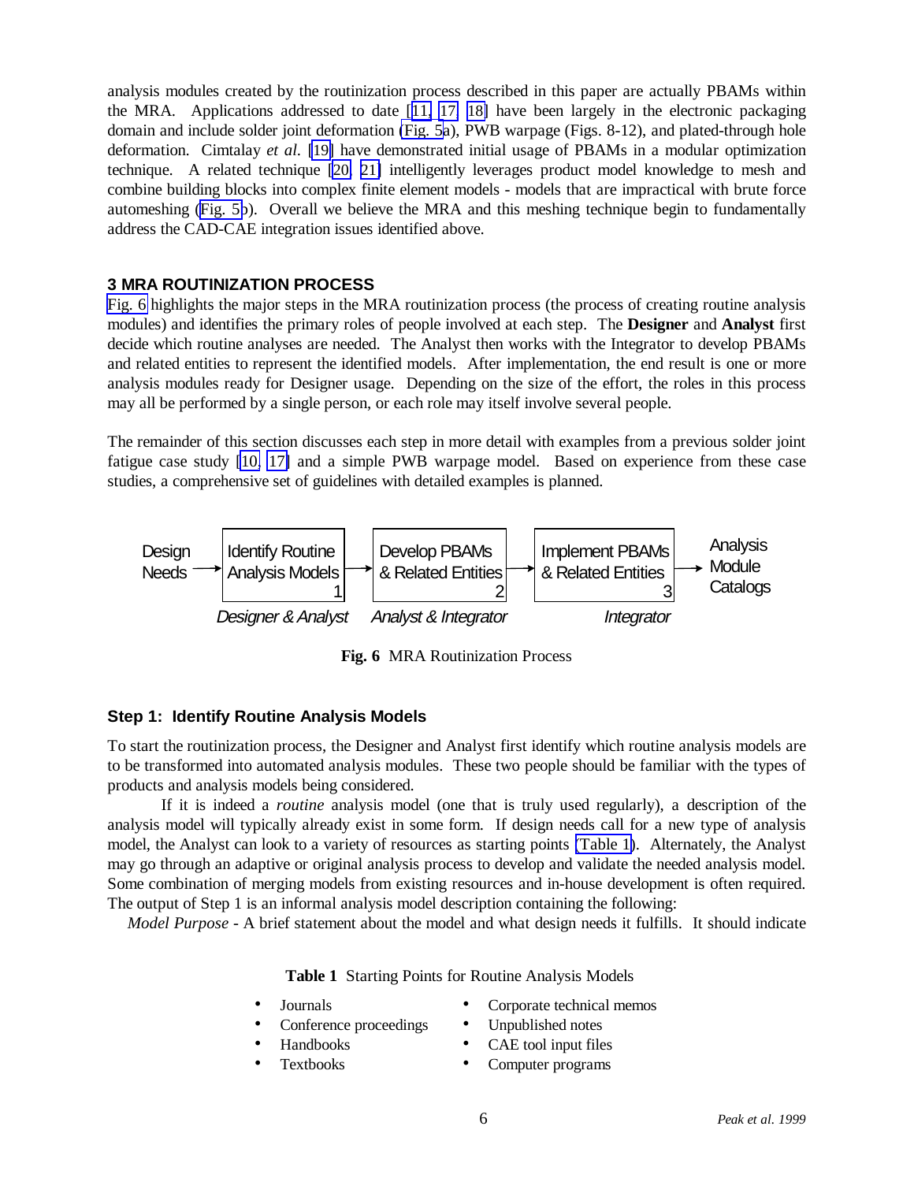analysis modules created by the routinization process described in this paper are actually PBAMs within the MRA. Applications addressed to date [11, 17, 18] have been largely in the electronic packaging domain and include solder joint deformation (Fig. 5a), PWB warpage (Figs. 8-12), and plated-through hole deformation. Cimtalay *et al.* [19] have demonstrated initial usage of PBAMs in a modular optimization technique. A related technique [20, 21] intelligently leverages product model knowledge to mesh and combine building blocks into complex finite element models - models that are impractical with brute force automeshing (Fig. 5b). Overall we believe the MRA and this meshing technique begin to fundamentally address the CAD-CAE integration issues identified above.

### 3 MRA ROUTINIZATION PROCESS

Fig. 6 highlights the major steps in the MRA routinization process (the process of creating routine analysis modules) and identifies the primary roles of people involved at each step. The **Designer** and **Analyst** first decide which routine analyses are needed. The Analyst then works with the Integrator to develop PBAMs and related entities to represent the identified models. After implementation, the end result is one or more analysis modules ready for Designer usage. Depending on the size of the effort, the roles in this process may all be performed by a single person, or each role may itself involve several people.

The remainder of this section discusses each step in more detail with examples from a previous solder joint fatigue case study [10, 17] and a simple PWB warpage model. Based on experience from these case studies, a comprehensive set of guidelines with detailed examples is planned.

Design Needs → [Identify Routine Analysis Models 1] → [Develop PBAMs & Related Entities 2] → [Implement PBAMs & Related Entities 3] → Analysis Module Catalogs

*Designer & Analyst* | *Analyst & Integrator* | *Integrator*

**Fig. 6** MRA Routinization Process

#### Step 1: Identify Routine Analysis Models

To start the routinization process, the Designer and Analyst first identify which routine analysis models are to be transformed into automated analysis modules. These two people should be familiar with the types of products and analysis models being considered.

If it is indeed a *routine* analysis model (one that is truly used regularly), a description of the analysis model will typically already exist in some form. If design needs call for a new type of analysis model, the Analyst can look to a variety of resources as starting points (Table 1). Alternately, the Analyst may go through an adaptive or original analysis process to develop and validate the needed analysis model. Some combination of merging models from existing resources and in-house development is often required. The output of Step 1 is an informal analysis model description containing the following:

*Model Purpose* - A brief statement about the model and what design needs it fulfills. It should indicate

**Table 1** Starting Points for Routine Analysis Models

- Journals
- Conference proceedings
- Handbooks
- Textbooks
- Corporate technical memos
- Unpublished notes
- CAE tool input files
- Computer programs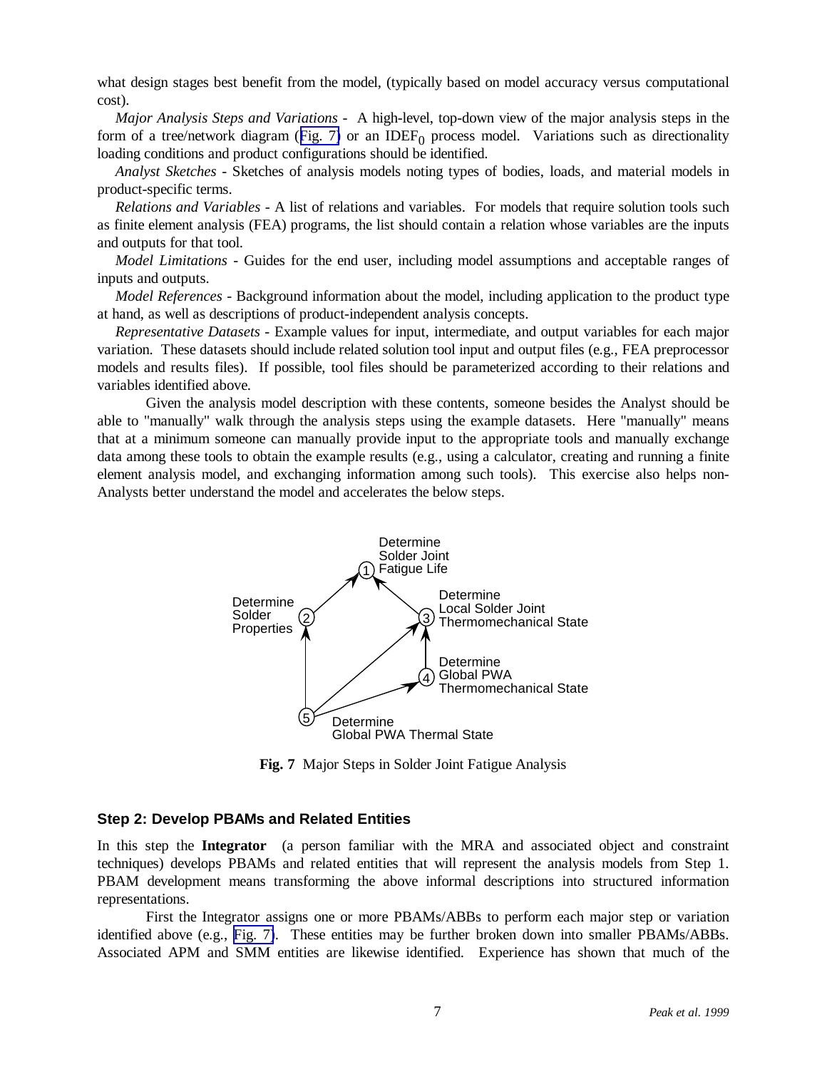what design stages best benefit from the model, (typically based on model accuracy versus computational cost).

*Major Analysis Steps and Variations* - A high-level, top-down view of the major analysis steps in the form of a tree/network diagram (Fig. 7) or an $IDEF_0$ process model. Variations such as directionality loading conditions and product configurations should be identified.

*Analyst Sketches* - Sketches of analysis models noting types of bodies, loads, and material models in product-specific terms.

*Relations and Variables* - A list of relations and variables. For models that require solution tools such as finite element analysis (FEA) programs, the list should contain a relation whose variables are the inputs and outputs for that tool.

*Model Limitations* - Guides for the end user, including model assumptions and acceptable ranges of inputs and outputs.

*Model References* - Background information about the model, including application to the product type at hand, as well as descriptions of product-independent analysis concepts.

*Representative Datasets* - Example values for input, intermediate, and output variables for each major variation. These datasets should include related solution tool input and output files (e.g., FEA preprocessor models and results files). If possible, tool files should be parameterized according to their relations and variables identified above.

Given the analysis model description with these contents, someone besides the Analyst should be able to "manually" walk through the analysis steps using the example datasets. Here "manually" means that at a minimum someone can manually provide input to the appropriate tools and manually exchange data among these tools to obtain the example results (e.g., using a calculator, creating and running a finite element analysis model, and exchanging information among such tools). This exercise also helps non-Analysts better understand the model and accelerates the below steps.

1 Determine Solder Joint Fatigue Life

2 Determine Solder Properties

3 Determine Local Solder Joint Thermomechanical State

4 Determine Global PWA Thermomechanical State

5 Determine Global PWA Thermal State

**Fig. 7** Major Steps in Solder Joint Fatigue Analysis

### Step 2: Develop PBAMs and Related Entities

In this step the **Integrator** (a person familiar with the MRA and associated object and constraint techniques) develops PBAMs and related entities that will represent the analysis models from Step 1. PBAM development means transforming the above informal descriptions into structured information representations.

First the Integrator assigns one or more PBAMs/ABBs to perform each major step or variation identified above (e.g., Fig. 7). These entities may be further broken down into smaller PBAMs/ABBs. Associated APM and SMM entities are likewise identified. Experience has shown that much of the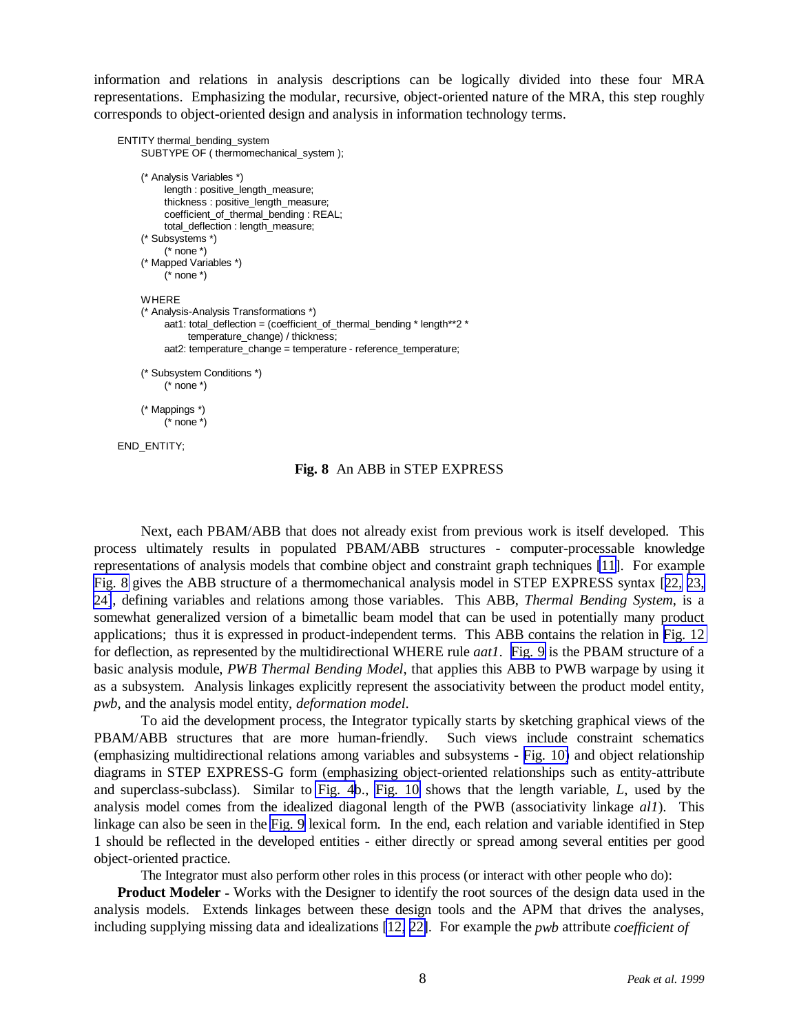information and relations in analysis descriptions can be logically divided into these four MRA representations. Emphasizing the modular, recursive, object-oriented nature of the MRA, this step roughly corresponds to object-oriented design and analysis in information technology terms.

```
ENTITY thermal_bending_system
      SUBTYPE OF ( thermomechanical_system );

      (* Analysis Variables *)
            length : positive_length_measure;
            thickness : positive_length_measure;
            coefficient_of_thermal_bending : REAL;
            total_deflection : length_measure;
      (* Subsystems *)
            (* none *)
      (* Mapped Variables *)
            (* none *)

      WHERE
      (* Analysis-Analysis Transformations *)
            aat1: total_deflection = (coefficient_of_thermal_bending * length**2 *
                  temperature_change) / thickness;
            aat2: temperature_change = temperature - reference_temperature;

      (* Subsystem Conditions *)
            (* none *)

      (* Mappings *)
            (* none *)

END_ENTITY;
```

**Fig. 8** An ABB in STEP EXPRESS

Next, each PBAM/ABB that does not already exist from previous work is itself developed. This process ultimately results in populated PBAM/ABB structures - computer-processable knowledge representations of analysis models that combine object and constraint graph techniques [11]. For example Fig. 8 gives the ABB structure of a thermomechanical analysis model in STEP EXPRESS syntax [22, 23, 24], defining variables and relations among those variables. This ABB, *Thermal Bending System*, is a somewhat generalized version of a bimetallic beam model that can be used in potentially many product applications; thus it is expressed in product-independent terms. This ABB contains the relation in Fig. 12 for deflection, as represented by the multidirectional WHERE rule *aat1*. Fig. 9 is the PBAM structure of a basic analysis module, *PWB Thermal Bending Model*, that applies this ABB to PWB warpage by using it as a subsystem. Analysis linkages explicitly represent the associativity between the product model entity, *pwb*, and the analysis model entity, *deformation model*.

To aid the development process, the Integrator typically starts by sketching graphical views of the PBAM/ABB structures that are more human-friendly. Such views include constraint schematics (emphasizing multidirectional relations among variables and subsystems - Fig. 10) and object relationship diagrams in STEP EXPRESS-G form (emphasizing object-oriented relationships such as entity-attribute and superclass-subclass). Similar to Fig. 4b., Fig. 10 shows that the length variable, *L*, used by the analysis model comes from the idealized diagonal length of the PWB (associativity linkage *al1*). This linkage can also be seen in the Fig. 9 lexical form. In the end, each relation and variable identified in Step 1 should be reflected in the developed entities - either directly or spread among several entities per good object-oriented practice.

The Integrator must also perform other roles in this process (or interact with other people who do):

**Product Modeler** - Works with the Designer to identify the root sources of the design data used in the analysis models. Extends linkages between these design tools and the APM that drives the analyses, including supplying missing data and idealizations [12, 22]. For example the *pwb* attribute *coefficient of*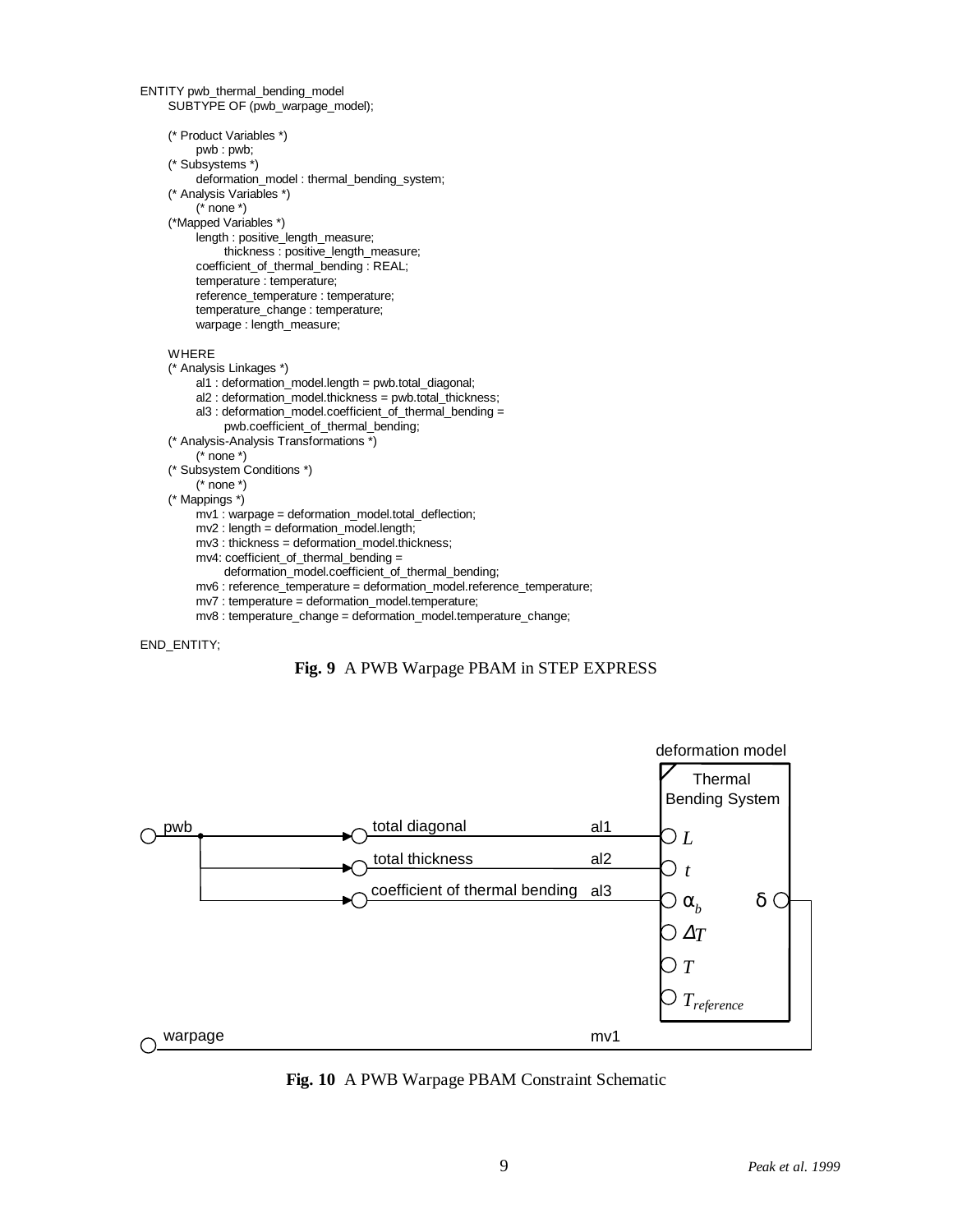```
ENTITY pwb_thermal_bending_model
    SUBTYPE OF (pwb_warpage_model);

    (* Product Variables *)
        pwb : pwb;
    (* Subsystems *)
        deformation_model : thermal_bending_system;
    (* Analysis Variables *)
        (* none *)
    (*Mapped Variables *)
        length : positive_length_measure;
            thickness : positive_length_measure;
        coefficient_of_thermal_bending : REAL;
        temperature : temperature;
        reference_temperature : temperature;
        temperature_change : temperature;
        warpage : length_measure;

    WHERE
    (* Analysis Linkages *)
        al1 : deformation_model.length = pwb.total_diagonal;
        al2 : deformation_model.thickness = pwb.total_thickness;
        al3 : deformation_model.coefficient_of_thermal_bending =
            pwb.coefficient_of_thermal_bending;
    (* Analysis-Analysis Transformations *)
        (* none *)
    (* Subsystem Conditions *)
        (* none *)
    (* Mappings *)
        mv1 : warpage = deformation_model.total_deflection;
        mv2 : length = deformation_model.length;
        mv3 : thickness = deformation_model.thickness;
        mv4: coefficient_of_thermal_bending =
            deformation_model.coefficient_of_thermal_bending;
        mv6 : reference_temperature = deformation_model.reference_temperature;
        mv7 : temperature = deformation_model.temperature;
        mv8 : temperature_change = deformation_model.temperature_change;

END_ENTITY;
```

**Fig. 9** A PWB Warpage PBAM in STEP EXPRESS

deformation model

Thermal Bending System

pwb — total diagonal — al1 — $L$

total thickness — al2 — $t$

coefficient of thermal bending — al3 — $\alpha_b$ — $\delta$

$\Delta T$

$T$

$T_{reference}$

warpage — mv1

**Fig. 10** A PWB Warpage PBAM Constraint Schematic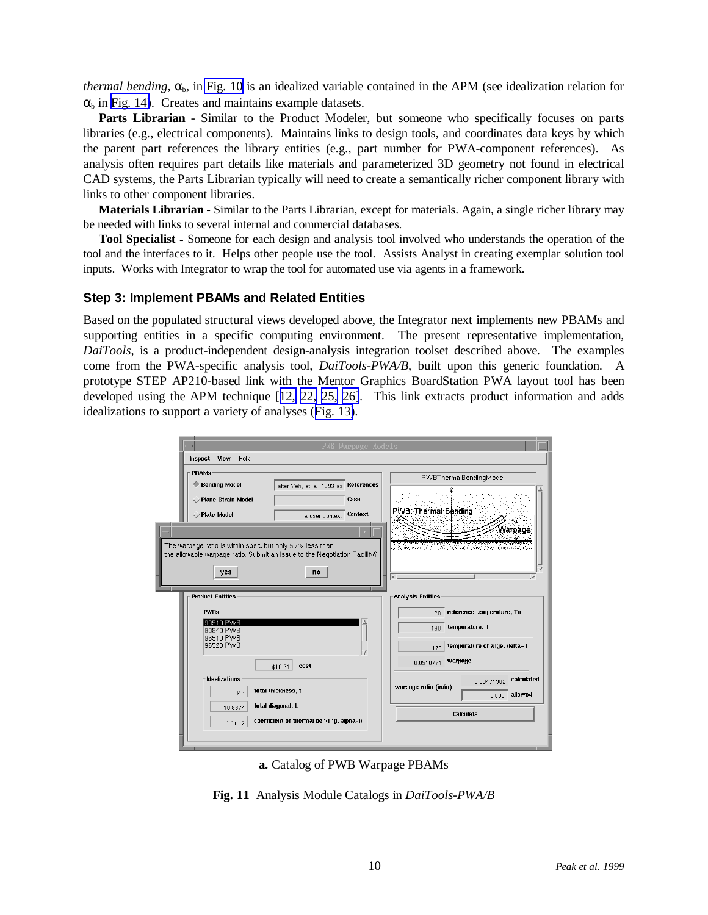*thermal bending*, $\alpha_b$, in Fig. 10 is an idealized variable contained in the APM (see idealization relation for $\alpha_b$ in Fig. 14). Creates and maintains example datasets.

**Parts Librarian** - Similar to the Product Modeler, but someone who specifically focuses on parts libraries (e.g., electrical components). Maintains links to design tools, and coordinates data keys by which the parent part references the library entities (e.g., part number for PWA-component references). As analysis often requires part details like materials and parameterized 3D geometry not found in electrical CAD systems, the Parts Librarian typically will need to create a semantically richer component library with links to other component libraries.

**Materials Librarian** - Similar to the Parts Librarian, except for materials. Again, a single richer library may be needed with links to several internal and commercial databases.

**Tool Specialist** - Someone for each design and analysis tool involved who understands the operation of the tool and the interfaces to it. Helps other people use the tool. Assists Analyst in creating exemplar solution tool inputs. Works with Integrator to wrap the tool for automated use via agents in a framework.

### Step 3: Implement PBAMs and Related Entities

Based on the populated structural views developed above, the Integrator next implements new PBAMs and supporting entities in a specific computing environment. The present representative implementation, *DaiTools*, is a product-independent design-analysis integration toolset described above. The examples come from the PWA-specific analysis tool, *DaiTools-PWA/B*, built upon this generic foundation. A prototype STEP AP210-based link with the Mentor Graphics BoardStation PWA layout tool has been developed using the APM technique [12, 22, 25, 26]. This link extracts product information and adds idealizations to support a variety of analyses (Fig. 13).

**a.** Catalog of PWB Warpage PBAMs

**Fig. 11** Analysis Module Catalogs in *DaiTools-PWA/B*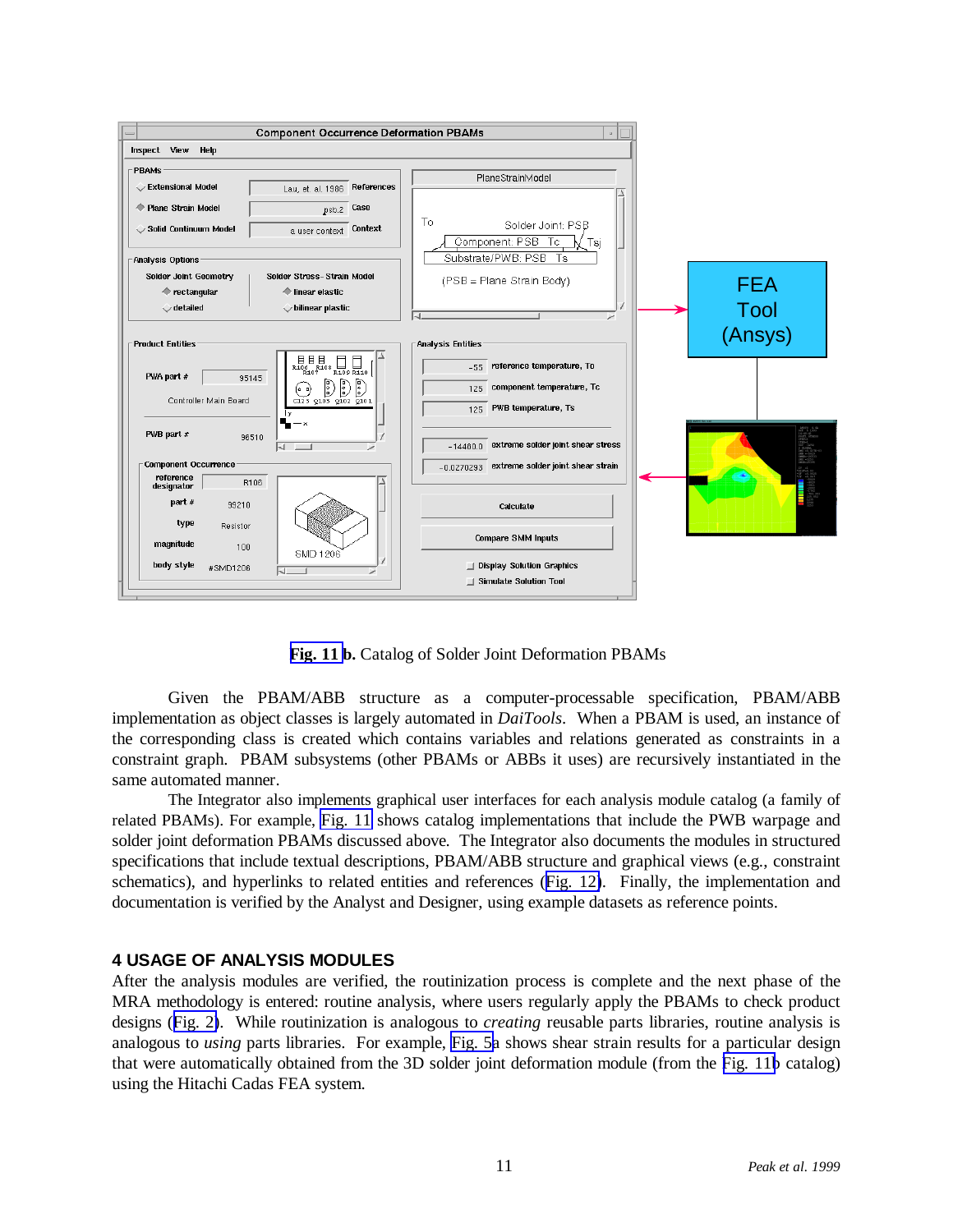**Fig. 11 b.** Catalog of Solder Joint Deformation PBAMs

Given the PBAM/ABB structure as a computer-processable specification, PBAM/ABB implementation as object classes is largely automated in *DaiTools*. When a PBAM is used, an instance of the corresponding class is created which contains variables and relations generated as constraints in a constraint graph. PBAM subsystems (other PBAMs or ABBs it uses) are recursively instantiated in the same automated manner.

The Integrator also implements graphical user interfaces for each analysis module catalog (a family of related PBAMs). For example, Fig. 11 shows catalog implementations that include the PWB warpage and solder joint deformation PBAMs discussed above. The Integrator also documents the modules in structured specifications that include textual descriptions, PBAM/ABB structure and graphical views (e.g., constraint schematics), and hyperlinks to related entities and references (Fig. 12). Finally, the implementation and documentation is verified by the Analyst and Designer, using example datasets as reference points.

## 4 USAGE OF ANALYSIS MODULES

After the analysis modules are verified, the routinization process is complete and the next phase of the MRA methodology is entered: routine analysis, where users regularly apply the PBAMs to check product designs (Fig. 2). While routinization is analogous to *creating* reusable parts libraries, routine analysis is analogous to *using* parts libraries. For example, Fig. 5a shows shear strain results for a particular design that were automatically obtained from the 3D solder joint deformation module (from the Fig. 11b catalog) using the Hitachi Cadas FEA system.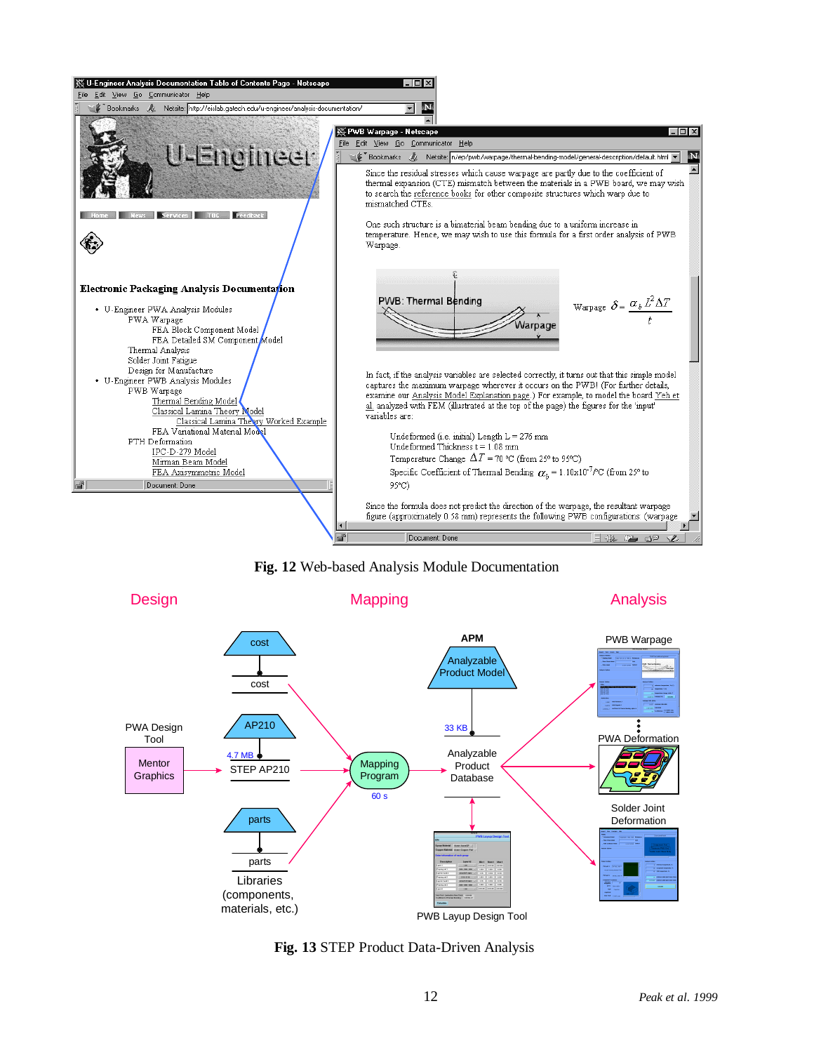**Fig. 12** Web-based Analysis Module Documentation

**Fig. 13** STEP Product Data-Driven Analysis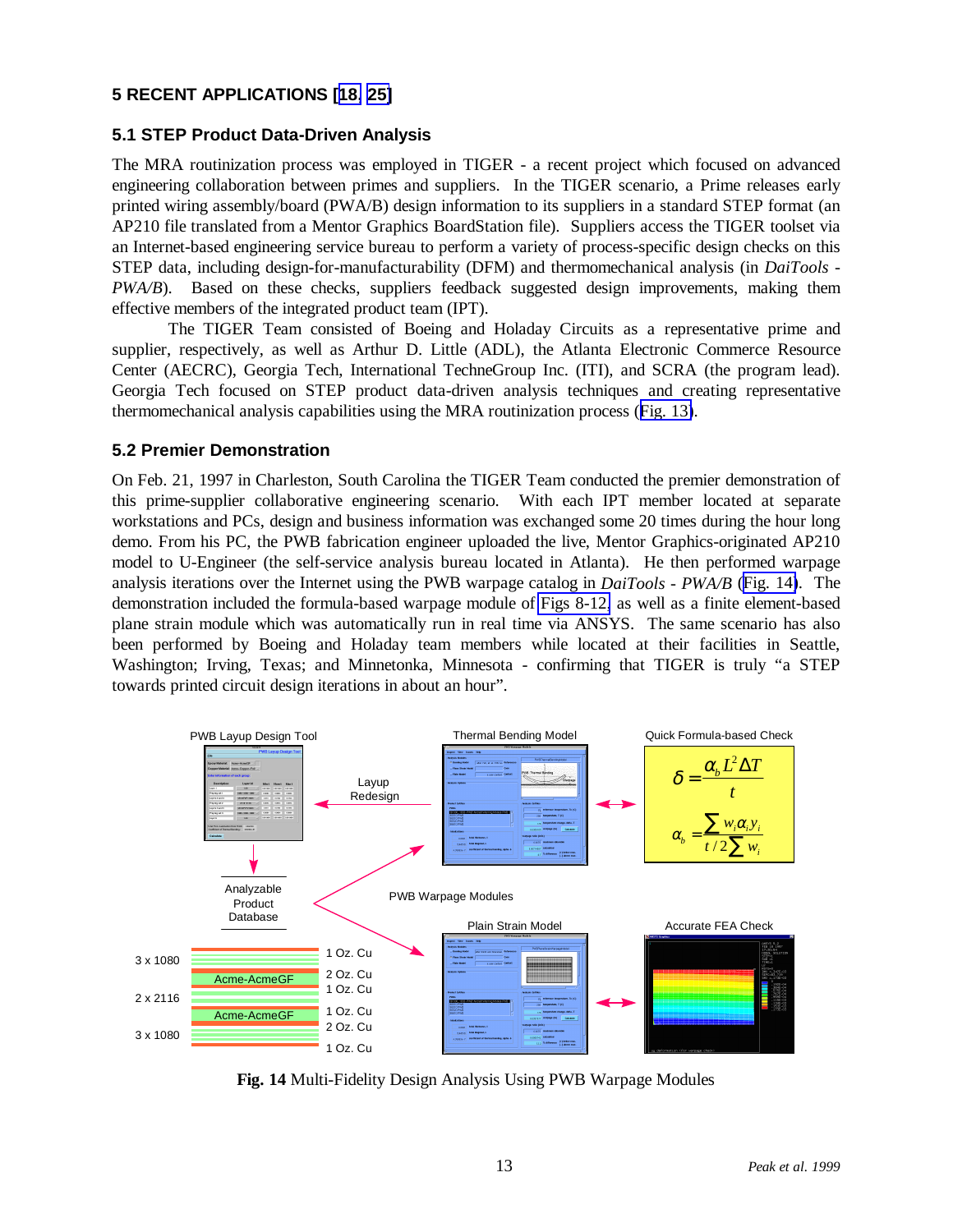## 5 RECENT APPLICATIONS [18, 25]

### 5.1 STEP Product Data-Driven Analysis

The MRA routinization process was employed in TIGER - a recent project which focused on advanced engineering collaboration between primes and suppliers. In the TIGER scenario, a Prime releases early printed wiring assembly/board (PWA/B) design information to its suppliers in a standard STEP format (an AP210 file translated from a Mentor Graphics BoardStation file). Suppliers access the TIGER toolset via an Internet-based engineering service bureau to perform a variety of process-specific design checks on this STEP data, including design-for-manufacturability (DFM) and thermomechanical analysis (in *DaiTools - PWA/B*). Based on these checks, suppliers feedback suggested design improvements, making them effective members of the integrated product team (IPT).

The TIGER Team consisted of Boeing and Holaday Circuits as a representative prime and supplier, respectively, as well as Arthur D. Little (ADL), the Atlanta Electronic Commerce Resource Center (AECRC), Georgia Tech, International TechneGroup Inc. (ITI), and SCRA (the program lead). Georgia Tech focused on STEP product data-driven analysis techniques and creating representative thermomechanical analysis capabilities using the MRA routinization process (Fig. 13).

### 5.2 Premier Demonstration

On Feb. 21, 1997 in Charleston, South Carolina the TIGER Team conducted the premier demonstration of this prime-supplier collaborative engineering scenario. With each IPT member located at separate workstations and PCs, design and business information was exchanged some 20 times during the hour long demo. From his PC, the PWB fabrication engineer uploaded the live, Mentor Graphics-originated AP210 model to U-Engineer (the self-service analysis bureau located in Atlanta). He then performed warpage analysis iterations over the Internet using the PWB warpage catalog in *DaiTools - PWA/B* (Fig. 14). The demonstration included the formula-based warpage module of Figs 8-12, as well as a finite element-based plane strain module which was automatically run in real time via ANSYS. The same scenario has also been performed by Boeing and Holaday team members while located at their facilities in Seattle, Washington; Irving, Texas; and Minnetonka, Minnesota - confirming that TIGER is truly "a STEP towards printed circuit design iterations in about an hour".

PWB Layup Design Tool — Layup Redesign — Thermal Bending Model — Quick Formula-based Check

$$\delta = \frac{\alpha_b L^2 \Delta T}{t}$$

$$\alpha_b = \frac{\sum w_i \alpha_i y_i}{t/2 \sum w_i}$$

Analyzable Product Database — PWB Warpage Modules — Plain Strain Model — Accurate FEA Check

3 x 1080, 2 x 2116, 3 x 1080; Acme-AcmeGF; 1 Oz. Cu, 2 Oz. Cu, 1 Oz. Cu, 1 Oz. Cu, 2 Oz. Cu, 1 Oz. Cu

**Fig. 14** Multi-Fidelity Design Analysis Using PWB Warpage Modules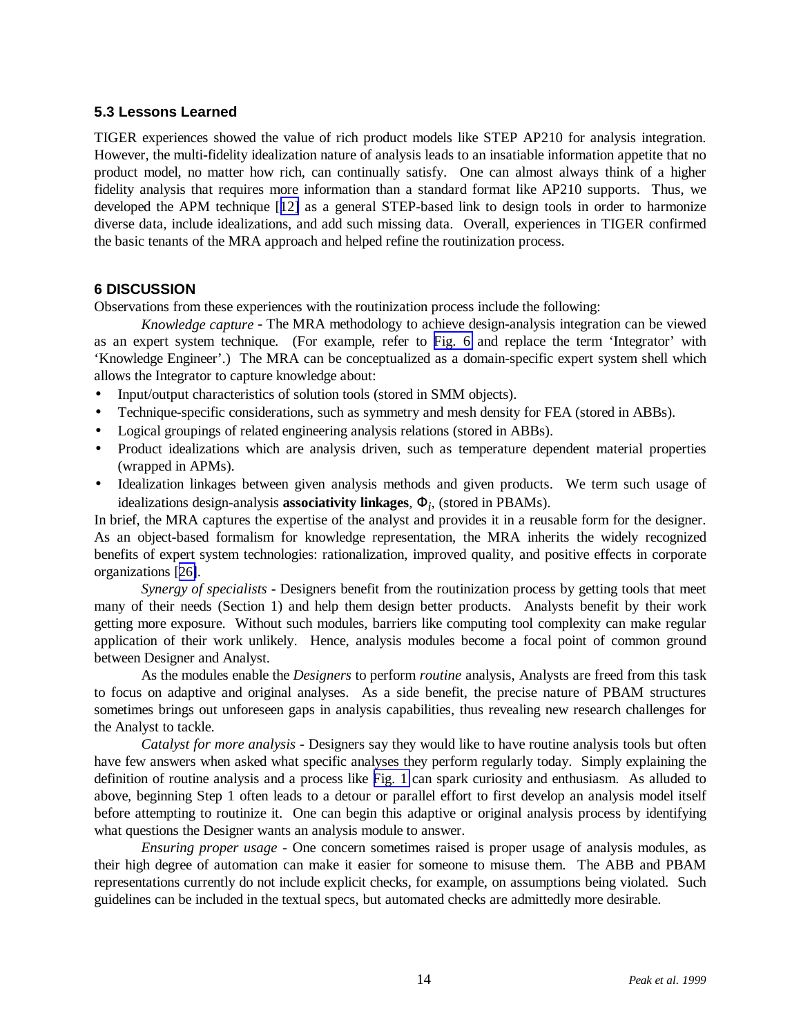## 5.3 Lessons Learned

TIGER experiences showed the value of rich product models like STEP AP210 for analysis integration. However, the multi-fidelity idealization nature of analysis leads to an insatiable information appetite that no product model, no matter how rich, can continually satisfy. One can almost always think of a higher fidelity analysis that requires more information than a standard format like AP210 supports. Thus, we developed the APM technique [12] as a general STEP-based link to design tools in order to harmonize diverse data, include idealizations, and add such missing data. Overall, experiences in TIGER confirmed the basic tenants of the MRA approach and helped refine the routinization process.

# 6 DISCUSSION

Observations from these experiences with the routinization process include the following:

*Knowledge capture* - The MRA methodology to achieve design-analysis integration can be viewed as an expert system technique. (For example, refer to Fig. 6 and replace the term 'Integrator' with 'Knowledge Engineer'.) The MRA can be conceptualized as a domain-specific expert system shell which allows the Integrator to capture knowledge about:

- Input/output characteristics of solution tools (stored in SMM objects).
- Technique-specific considerations, such as symmetry and mesh density for FEA (stored in ABBs).
- Logical groupings of related engineering analysis relations (stored in ABBs).
- Product idealizations which are analysis driven, such as temperature dependent material properties (wrapped in APMs).
- Idealization linkages between given analysis methods and given products. We term such usage of idealizations design-analysis **associativity linkages**, $\Phi_i$, (stored in PBAMs).

In brief, the MRA captures the expertise of the analyst and provides it in a reusable form for the designer. As an object-based formalism for knowledge representation, the MRA inherits the widely recognized benefits of expert system technologies: rationalization, improved quality, and positive effects in corporate organizations [26].

*Synergy of specialists* - Designers benefit from the routinization process by getting tools that meet many of their needs (Section 1) and help them design better products. Analysts benefit by their work getting more exposure. Without such modules, barriers like computing tool complexity can make regular application of their work unlikely. Hence, analysis modules become a focal point of common ground between Designer and Analyst.

As the modules enable the *Designers* to perform *routine* analysis, Analysts are freed from this task to focus on adaptive and original analyses. As a side benefit, the precise nature of PBAM structures sometimes brings out unforeseen gaps in analysis capabilities, thus revealing new research challenges for the Analyst to tackle.

*Catalyst for more analysis* - Designers say they would like to have routine analysis tools but often have few answers when asked what specific analyses they perform regularly today. Simply explaining the definition of routine analysis and a process like Fig. 1 can spark curiosity and enthusiasm. As alluded to above, beginning Step 1 often leads to a detour or parallel effort to first develop an analysis model itself before attempting to routinize it. One can begin this adaptive or original analysis process by identifying what questions the Designer wants an analysis module to answer.

*Ensuring proper usage* - One concern sometimes raised is proper usage of analysis modules, as their high degree of automation can make it easier for someone to misuse them. The ABB and PBAM representations currently do not include explicit checks, for example, on assumptions being violated. Such guidelines can be included in the textual specs, but automated checks are admittedly more desirable.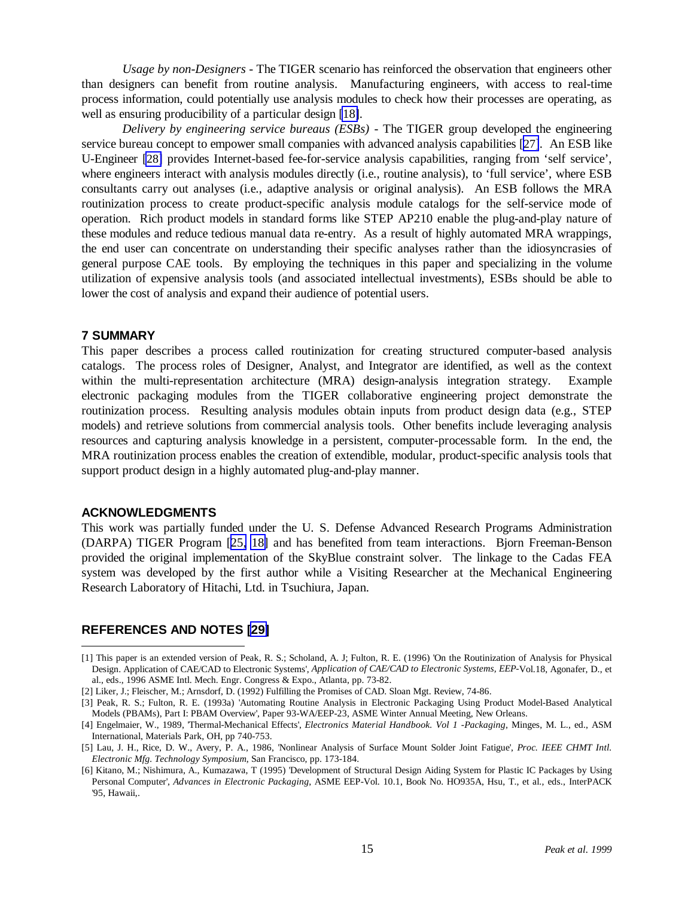*Usage by non-Designers* - The TIGER scenario has reinforced the observation that engineers other than designers can benefit from routine analysis. Manufacturing engineers, with access to real-time process information, could potentially use analysis modules to check how their processes are operating, as well as ensuring producibility of a particular design [18].

*Delivery by engineering service bureaus (ESBs)* - The TIGER group developed the engineering service bureau concept to empower small companies with advanced analysis capabilities [27]. An ESB like U-Engineer [28] provides Internet-based fee-for-service analysis capabilities, ranging from 'self service', where engineers interact with analysis modules directly (i.e., routine analysis), to 'full service', where ESB consultants carry out analyses (i.e., adaptive analysis or original analysis). An ESB follows the MRA routinization process to create product-specific analysis module catalogs for the self-service mode of operation. Rich product models in standard forms like STEP AP210 enable the plug-and-play nature of these modules and reduce tedious manual data re-entry. As a result of highly automated MRA wrappings, the end user can concentrate on understanding their specific analyses rather than the idiosyncrasies of general purpose CAE tools. By employing the techniques in this paper and specializing in the volume utilization of expensive analysis tools (and associated intellectual investments), ESBs should be able to lower the cost of analysis and expand their audience of potential users.

## 7 SUMMARY

This paper describes a process called routinization for creating structured computer-based analysis catalogs. The process roles of Designer, Analyst, and Integrator are identified, as well as the context within the multi-representation architecture (MRA) design-analysis integration strategy. Example electronic packaging modules from the TIGER collaborative engineering project demonstrate the routinization process. Resulting analysis modules obtain inputs from product design data (e.g., STEP models) and retrieve solutions from commercial analysis tools. Other benefits include leveraging analysis resources and capturing analysis knowledge in a persistent, computer-processable form. In the end, the MRA routinization process enables the creation of extendible, modular, product-specific analysis tools that support product design in a highly automated plug-and-play manner.

## ACKNOWLEDGMENTS

This work was partially funded under the U. S. Defense Advanced Research Programs Administration (DARPA) TIGER Program [25, 18] and has benefited from team interactions. Bjorn Freeman-Benson provided the original implementation of the SkyBlue constraint solver. The linkage to the Cadas FEA system was developed by the first author while a Visiting Researcher at the Mechanical Engineering Research Laboratory of Hitachi, Ltd. in Tsuchiura, Japan.

## REFERENCES AND NOTES [29]

[1] This paper is an extended version of Peak, R. S.; Scholand, A. J; Fulton, R. E. (1996) 'On the Routinization of Analysis for Physical Design. Application of CAE/CAD to Electronic Systems', *Application of CAE/CAD to Electronic Systems, EEP*-Vol.18, Agonafer, D., et al., eds., 1996 ASME Intl. Mech. Engr. Congress & Expo., Atlanta, pp. 73-82.

[2] Liker, J.; Fleischer, M.; Arnsdorf, D. (1992) Fulfilling the Promises of CAD. Sloan Mgt. Review, 74-86.

[3] Peak, R. S.; Fulton, R. E. (1993a) 'Automating Routine Analysis in Electronic Packaging Using Product Model-Based Analytical Models (PBAMs), Part I: PBAM Overview', Paper 93-WA/EEP-23, ASME Winter Annual Meeting, New Orleans.

[4] Engelmaier, W., 1989, 'Thermal-Mechanical Effects', *Electronics Material Handbook. Vol 1 -Packaging*, Minges, M. L., ed., ASM International, Materials Park, OH, pp 740-753.

[5] Lau, J. H., Rice, D. W., Avery, P. A., 1986, 'Nonlinear Analysis of Surface Mount Solder Joint Fatigue', *Proc. IEEE CHMT Intl. Electronic Mfg. Technology Symposium*, San Francisco, pp. 173-184.

[6] Kitano, M.; Nishimura, A., Kumazawa, T (1995) 'Development of Structural Design Aiding System for Plastic IC Packages by Using Personal Computer', *Advances in Electronic Packaging*, ASME EEP-Vol. 10.1, Book No. HO935A, Hsu, T., et al., eds., InterPACK '95, Hawaii,.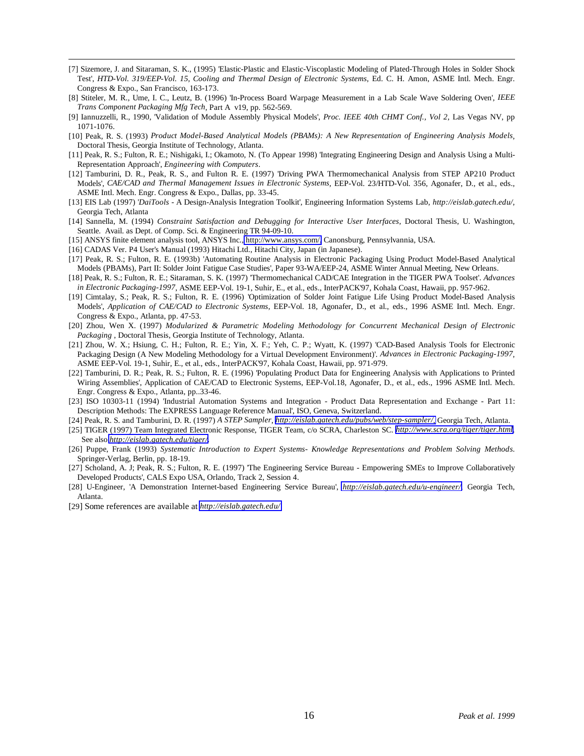[7] Sizemore, J. and Sitaraman, S. K., (1995) 'Elastic-Plastic and Elastic-Viscoplastic Modeling of Plated-Through Holes in Solder Shock Test', *HTD-Vol. 319/EEP-Vol. 15, Cooling and Thermal Design of Electronic Systems*, Ed. C. H. Amon, ASME Intl. Mech. Engr. Congress & Expo., San Francisco, 163-173.

[8] Stiteler, M. R., Ume, I. C., Leutz, B. (1996) 'In-Process Board Warpage Measurement in a Lab Scale Wave Soldering Oven', *IEEE Trans Component Packaging Mfg Tech*, Part A v19, pp. 562-569.

[9] Iannuzzelli, R., 1990, 'Validation of Module Assembly Physical Models', *Proc. IEEE 40th CHMT Conf., Vol 2*, Las Vegas NV, pp 1071-1076.

[10] Peak, R. S. (1993) *Product Model-Based Analytical Models (PBAMs): A New Representation of Engineering Analysis Models*, Doctoral Thesis, Georgia Institute of Technology, Atlanta.

[11] Peak, R. S.; Fulton, R. E.; Nishigaki, I.; Okamoto, N. (To Appear 1998) 'Integrating Engineering Design and Analysis Using a Multi-Representation Approach', *Engineering with Computers*.

[12] Tamburini, D. R., Peak, R. S., and Fulton R. E. (1997) 'Driving PWA Thermomechanical Analysis from STEP AP210 Product Models', *CAE/CAD and Thermal Management Issues in Electronic Systems*, EEP-Vol. 23/HTD-Vol. 356, Agonafer, D., et al., eds., ASME Intl. Mech. Engr. Congress & Expo., Dallas, pp. 33-45.

[13] EIS Lab (1997) '*DaiTools* - A Design-Analysis Integration Toolkit', Engineering Information Systems Lab, *http://eislab.gatech.edu/*, Georgia Tech, Atlanta

[14] Sannella, M. (1994) *Constraint Satisfaction and Debugging for Interactive User Interfaces*, Doctoral Thesis, U. Washington, Seattle. Avail. as Dept. of Comp. Sci. & Engineering TR 94-09-10.

[15] ANSYS finite element analysis tool, ANSYS Inc., http://www.ansys.com/, Canonsburg, Pennsylvannia, USA.

[16] CADAS Ver. P4 User's Manual (1993) Hitachi Ltd., Hitachi City, Japan (in Japanese).

[17] Peak, R. S.; Fulton, R. E. (1993b) 'Automating Routine Analysis in Electronic Packaging Using Product Model-Based Analytical Models (PBAMs), Part II: Solder Joint Fatigue Case Studies', Paper 93-WA/EEP-24, ASME Winter Annual Meeting, New Orleans.

[18] Peak, R. S.; Fulton, R. E.; Sitaraman, S. K. (1997) 'Thermomechanical CAD/CAE Integration in the TIGER PWA Toolset'. *Advances in Electronic Packaging-1997*, ASME EEP-Vol. 19-1, Suhir, E., et al., eds., InterPACK'97, Kohala Coast, Hawaii, pp. 957-962.

[19] Cimtalay, S.; Peak, R. S.; Fulton, R. E. (1996) 'Optimization of Solder Joint Fatigue Life Using Product Model-Based Analysis Models', *Application of CAE/CAD to Electronic Systems*, EEP-Vol. 18, Agonafer, D., et al., eds., 1996 ASME Intl. Mech. Engr. Congress & Expo., Atlanta, pp. 47-53.

[20] Zhou, Wen X. (1997) *Modularized & Parametric Modeling Methodology for Concurrent Mechanical Design of Electronic Packaging* , Doctoral Thesis, Georgia Institute of Technology, Atlanta.

[21] Zhou, W. X.; Hsiung, C. H.; Fulton, R. E.; Yin, X. F.; Yeh, C. P.; Wyatt, K. (1997) 'CAD-Based Analysis Tools for Electronic Packaging Design (A New Modeling Methodology for a Virtual Development Environment)'. *Advances in Electronic Packaging-1997*, ASME EEP-Vol. 19-1, Suhir, E., et al., eds., InterPACK'97, Kohala Coast, Hawaii, pp. 971-979.

[22] Tamburini, D. R.; Peak, R. S.; Fulton, R. E. (1996) 'Populating Product Data for Engineering Analysis with Applications to Printed Wiring Assemblies', Application of CAE/CAD to Electronic Systems, EEP-Vol.18, Agonafer, D., et al., eds., 1996 ASME Intl. Mech. Engr. Congress & Expo., Atlanta, pp..33-46.

[23] ISO 10303-11 (1994) 'Industrial Automation Systems and Integration - Product Data Representation and Exchange - Part 11: Description Methods: The EXPRESS Language Reference Manual', ISO, Geneva, Switzerland.

[24] Peak, R. S. and Tamburini, D. R. (1997) *A STEP Sampler*, *http://eislab.gatech.edu/pubs/web/step-sampler/*, Georgia Tech, Atlanta.

[25] TIGER (1997) Team Integrated Electronic Response, TIGER Team, c/o SCRA, Charleston SC. *http://www.scra.org/tiger/tiger.html*. See also *http://eislab.gatech.edu/tiger/*.

[26] Puppe, Frank (1993) *Systematic Introduction to Expert Systems- Knowledge Representations and Problem Solving Methods*. Springer-Verlag, Berlin, pp. 18-19.

[27] Scholand, A. J; Peak, R. S.; Fulton, R. E. (1997) 'The Engineering Service Bureau - Empowering SMEs to Improve Collaboratively Developed Products', CALS Expo USA, Orlando, Track 2, Session 4.

[28] U-Engineer, 'A Demonstration Internet-based Engineering Service Bureau', *http://eislab.gatech.edu/u-engineer/*, Georgia Tech, Atlanta.

[29] Some references are available at *http://eislab.gatech.edu/*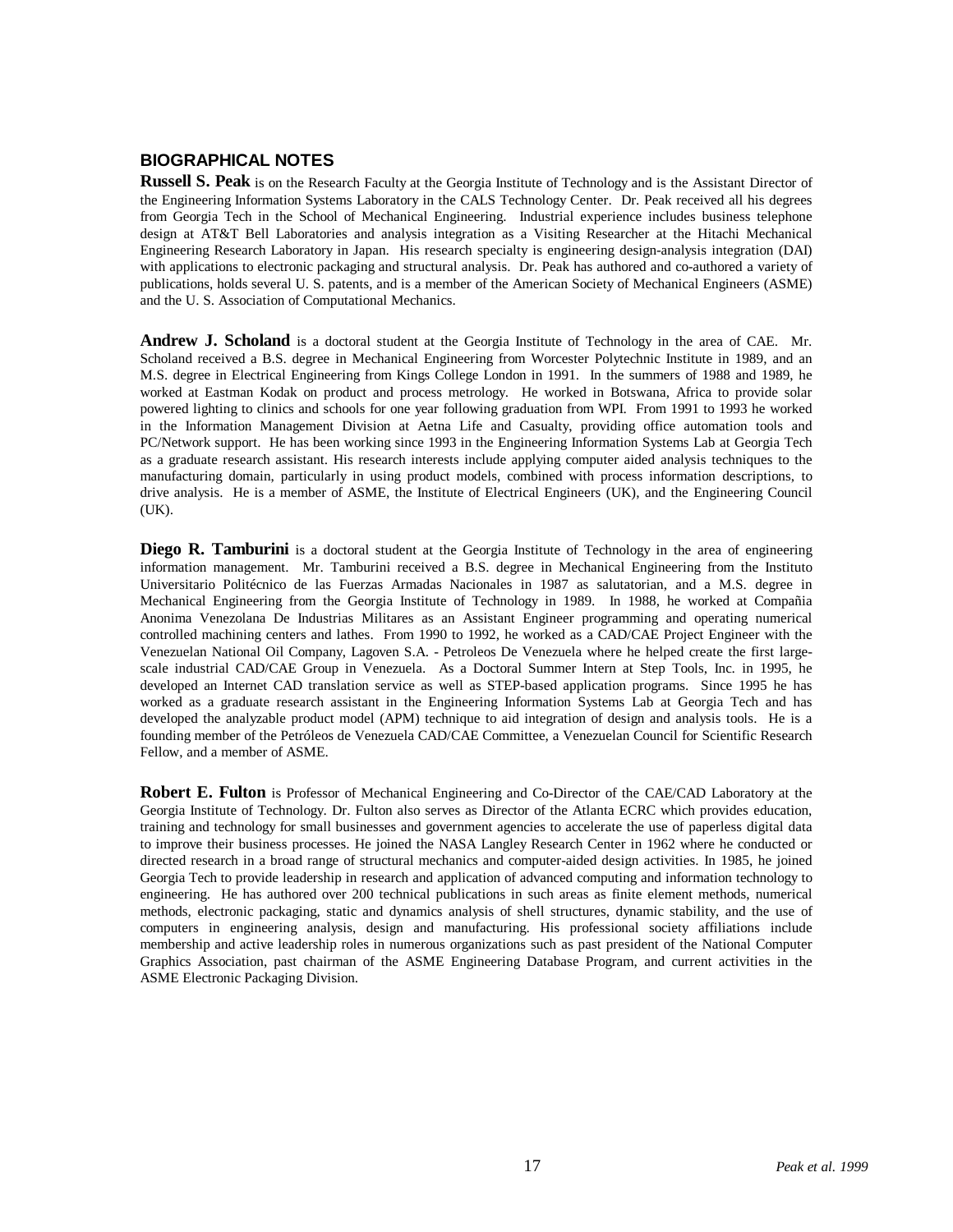## BIOGRAPHICAL NOTES

**Russell S. Peak** is on the Research Faculty at the Georgia Institute of Technology and is the Assistant Director of the Engineering Information Systems Laboratory in the CALS Technology Center. Dr. Peak received all his degrees from Georgia Tech in the School of Mechanical Engineering. Industrial experience includes business telephone design at AT&T Bell Laboratories and analysis integration as a Visiting Researcher at the Hitachi Mechanical Engineering Research Laboratory in Japan. His research specialty is engineering design-analysis integration (DAI) with applications to electronic packaging and structural analysis. Dr. Peak has authored and co-authored a variety of publications, holds several U. S. patents, and is a member of the American Society of Mechanical Engineers (ASME) and the U. S. Association of Computational Mechanics.

**Andrew J. Scholand** is a doctoral student at the Georgia Institute of Technology in the area of CAE. Mr. Scholand received a B.S. degree in Mechanical Engineering from Worcester Polytechnic Institute in 1989, and an M.S. degree in Electrical Engineering from Kings College London in 1991. In the summers of 1988 and 1989, he worked at Eastman Kodak on product and process metrology. He worked in Botswana, Africa to provide solar powered lighting to clinics and schools for one year following graduation from WPI. From 1991 to 1993 he worked in the Information Management Division at Aetna Life and Casualty, providing office automation tools and PC/Network support. He has been working since 1993 in the Engineering Information Systems Lab at Georgia Tech as a graduate research assistant. His research interests include applying computer aided analysis techniques to the manufacturing domain, particularly in using product models, combined with process information descriptions, to drive analysis. He is a member of ASME, the Institute of Electrical Engineers (UK), and the Engineering Council (UK).

**Diego R. Tamburini** is a doctoral student at the Georgia Institute of Technology in the area of engineering information management. Mr. Tamburini received a B.S. degree in Mechanical Engineering from the Instituto Universitario Politécnico de las Fuerzas Armadas Nacionales in 1987 as salutatorian, and a M.S. degree in Mechanical Engineering from the Georgia Institute of Technology in 1989. In 1988, he worked at Compañia Anonima Venezolana De Industrias Militares as an Assistant Engineer programming and operating numerical controlled machining centers and lathes. From 1990 to 1992, he worked as a CAD/CAE Project Engineer with the Venezuelan National Oil Company, Lagoven S.A. - Petroleos De Venezuela where he helped create the first large-scale industrial CAD/CAE Group in Venezuela. As a Doctoral Summer Intern at Step Tools, Inc. in 1995, he developed an Internet CAD translation service as well as STEP-based application programs. Since 1995 he has worked as a graduate research assistant in the Engineering Information Systems Lab at Georgia Tech and has developed the analyzable product model (APM) technique to aid integration of design and analysis tools. He is a founding member of the Petróleos de Venezuela CAD/CAE Committee, a Venezuelan Council for Scientific Research Fellow, and a member of ASME.

**Robert E. Fulton** is Professor of Mechanical Engineering and Co-Director of the CAE/CAD Laboratory at the Georgia Institute of Technology. Dr. Fulton also serves as Director of the Atlanta ECRC which provides education, training and technology for small businesses and government agencies to accelerate the use of paperless digital data to improve their business processes. He joined the NASA Langley Research Center in 1962 where he conducted or directed research in a broad range of structural mechanics and computer-aided design activities. In 1985, he joined Georgia Tech to provide leadership in research and application of advanced computing and information technology to engineering. He has authored over 200 technical publications in such areas as finite element methods, numerical methods, electronic packaging, static and dynamics analysis of shell structures, dynamic stability, and the use of computers in engineering analysis, design and manufacturing. His professional society affiliations include membership and active leadership roles in numerous organizations such as past president of the National Computer Graphics Association, past chairman of the ASME Engineering Database Program, and current activities in the ASME Electronic Packaging Division.